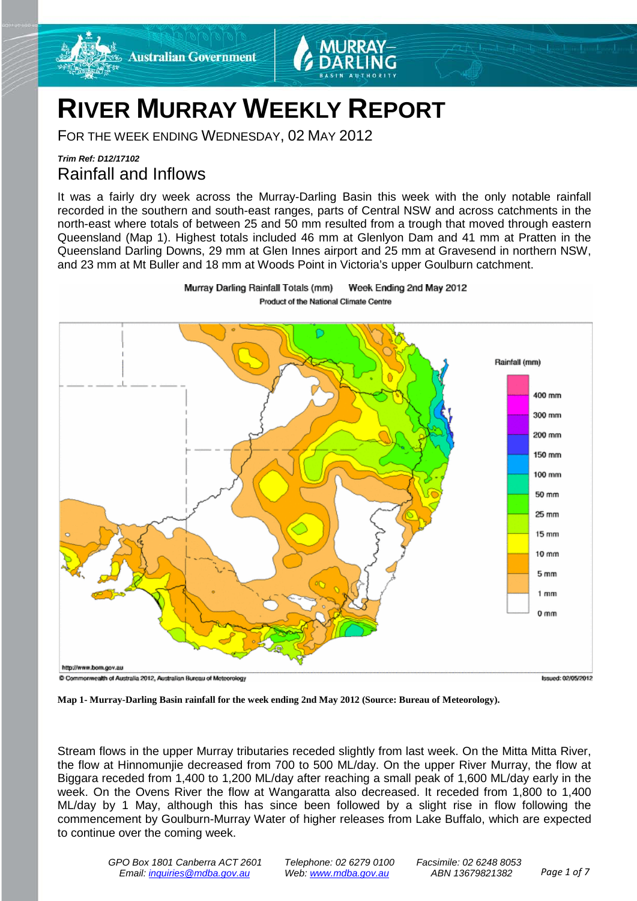# RIVER MURRAY WEEKLY REPORT

FOR THE WEEK ENDING WEDNESDAY, 02 MAY 2012

***Trim Ref: D12/17102***

## Rainfall and Inflows

It was a fairly dry week across the Murray-Darling Basin this week with the only notable rainfall recorded in the southern and south-east ranges, parts of Central NSW and across catchments in the north-east where totals of between 25 and 50 mm resulted from a trough that moved through eastern Queensland (Map 1). Highest totals included 46 mm at Glenlyon Dam and 41 mm at Pratten in the Queensland Darling Downs, 29 mm at Glen Innes airport and 25 mm at Gravesend in northern NSW, and 23 mm at Mt Buller and 18 mm at Woods Point in Victoria's upper Goulburn catchment.

**Map 1- Murray-Darling Basin rainfall for the week ending 2nd May 2012 (Source: Bureau of Meteorology).**

Stream flows in the upper Murray tributaries receded slightly from last week. On the Mitta Mitta River, the flow at Hinnomunjie decreased from 700 to 500 ML/day. On the upper River Murray, the flow at Biggara receded from 1,400 to 1,200 ML/day after reaching a small peak of 1,600 ML/day early in the week. On the Ovens River the flow at Wangaratta also decreased. It receded from 1,800 to 1,400 ML/day by 1 May, although this has since been followed by a slight rise in flow following the commencement by Goulburn-Murray Water of higher releases from Lake Buffalo, which are expected to continue over the coming week.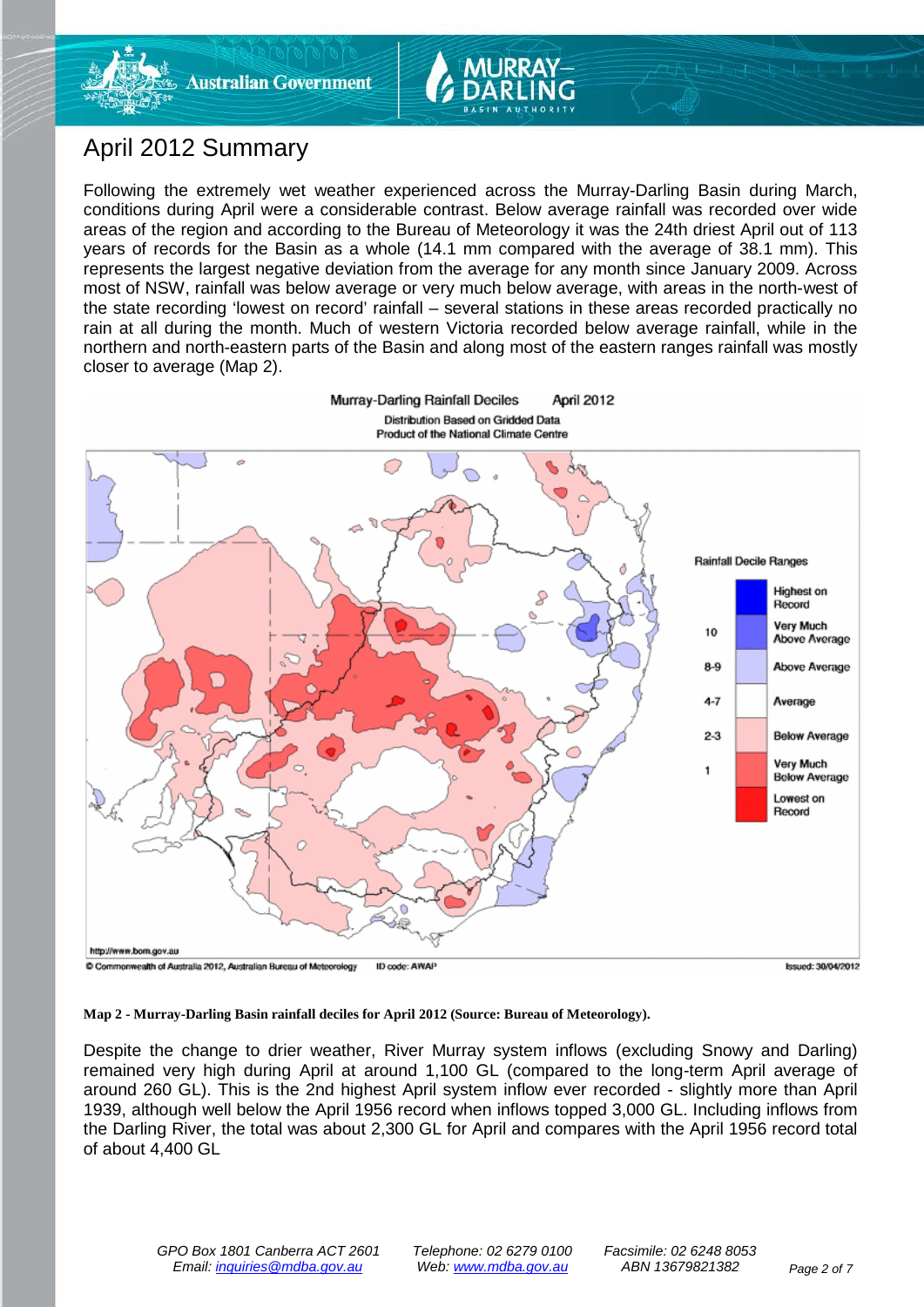# April 2012 Summary

Following the extremely wet weather experienced across the Murray-Darling Basin during March, conditions during April were a considerable contrast. Below average rainfall was recorded over wide areas of the region and according to the Bureau of Meteorology it was the 24th driest April out of 113 years of records for the Basin as a whole (14.1 mm compared with the average of 38.1 mm). This represents the largest negative deviation from the average for any month since January 2009. Across most of NSW, rainfall was below average or very much below average, with areas in the north-west of the state recording 'lowest on record' rainfall – several stations in these areas recorded practically no rain at all during the month. Much of western Victoria recorded below average rainfall, while in the northern and north-eastern parts of the Basin and along most of the eastern ranges rainfall was mostly closer to average (Map 2).

**Map 2 - Murray-Darling Basin rainfall deciles for April 2012 (Source: Bureau of Meteorology).**

Despite the change to drier weather, River Murray system inflows (excluding Snowy and Darling) remained very high during April at around 1,100 GL (compared to the long-term April average of around 260 GL). This is the 2nd highest April system inflow ever recorded - slightly more than April 1939, although well below the April 1956 record when inflows topped 3,000 GL. Including inflows from the Darling River, the total was about 2,300 GL for April and compares with the April 1956 record total of about 4,400 GL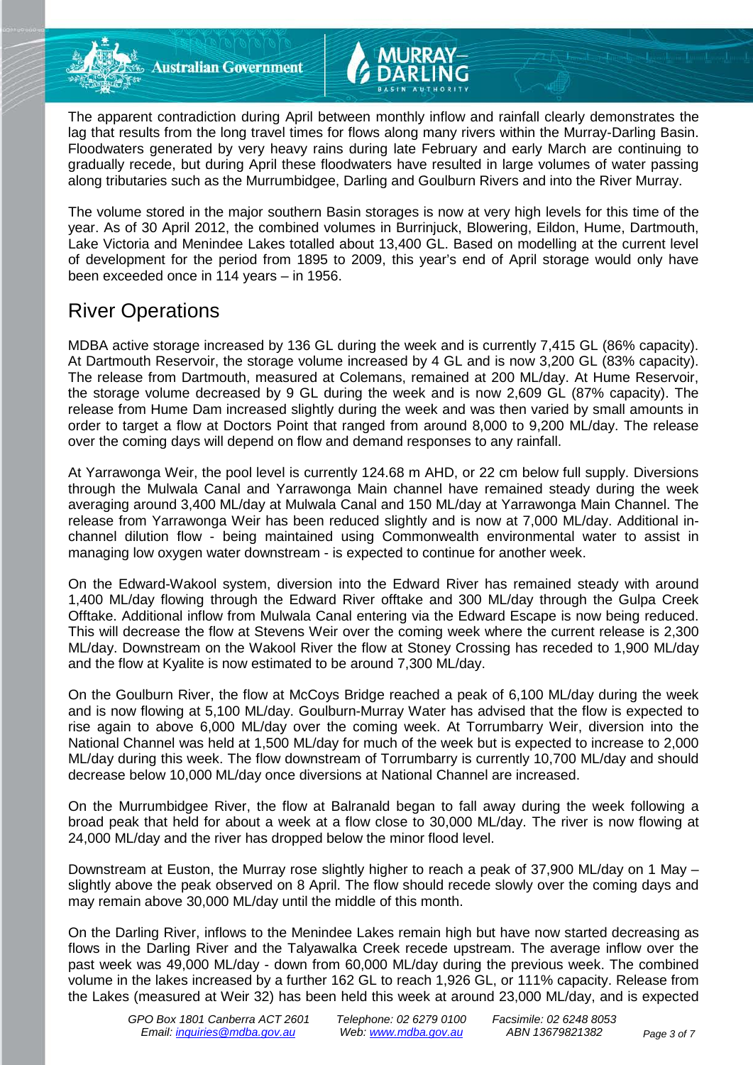The apparent contradiction during April between monthly inflow and rainfall clearly demonstrates the lag that results from the long travel times for flows along many rivers within the Murray-Darling Basin. Floodwaters generated by very heavy rains during late February and early March are continuing to gradually recede, but during April these floodwaters have resulted in large volumes of water passing along tributaries such as the Murrumbidgee, Darling and Goulburn Rivers and into the River Murray.

The volume stored in the major southern Basin storages is now at very high levels for this time of the year. As of 30 April 2012, the combined volumes in Burrinjuck, Blowering, Eildon, Hume, Dartmouth, Lake Victoria and Menindee Lakes totalled about 13,400 GL. Based on modelling at the current level of development for the period from 1895 to 2009, this year's end of April storage would only have been exceeded once in 114 years – in 1956.

## River Operations

MDBA active storage increased by 136 GL during the week and is currently 7,415 GL (86% capacity). At Dartmouth Reservoir, the storage volume increased by 4 GL and is now 3,200 GL (83% capacity). The release from Dartmouth, measured at Colemans, remained at 200 ML/day. At Hume Reservoir, the storage volume decreased by 9 GL during the week and is now 2,609 GL (87% capacity). The release from Hume Dam increased slightly during the week and was then varied by small amounts in order to target a flow at Doctors Point that ranged from around 8,000 to 9,200 ML/day. The release over the coming days will depend on flow and demand responses to any rainfall.

At Yarrawonga Weir, the pool level is currently 124.68 m AHD, or 22 cm below full supply. Diversions through the Mulwala Canal and Yarrawonga Main channel have remained steady during the week averaging around 3,400 ML/day at Mulwala Canal and 150 ML/day at Yarrawonga Main Channel. The release from Yarrawonga Weir has been reduced slightly and is now at 7,000 ML/day. Additional in-channel dilution flow - being maintained using Commonwealth environmental water to assist in managing low oxygen water downstream - is expected to continue for another week.

On the Edward-Wakool system, diversion into the Edward River has remained steady with around 1,400 ML/day flowing through the Edward River offtake and 300 ML/day through the Gulpa Creek Offtake. Additional inflow from Mulwala Canal entering via the Edward Escape is now being reduced. This will decrease the flow at Stevens Weir over the coming week where the current release is 2,300 ML/day. Downstream on the Wakool River the flow at Stoney Crossing has receded to 1,900 ML/day and the flow at Kyalite is now estimated to be around 7,300 ML/day.

On the Goulburn River, the flow at McCoys Bridge reached a peak of 6,100 ML/day during the week and is now flowing at 5,100 ML/day. Goulburn-Murray Water has advised that the flow is expected to rise again to above 6,000 ML/day over the coming week. At Torrumbarry Weir, diversion into the National Channel was held at 1,500 ML/day for much of the week but is expected to increase to 2,000 ML/day during this week. The flow downstream of Torrumbarry is currently 10,700 ML/day and should decrease below 10,000 ML/day once diversions at National Channel are increased.

On the Murrumbidgee River, the flow at Balranald began to fall away during the week following a broad peak that held for about a week at a flow close to 30,000 ML/day. The river is now flowing at 24,000 ML/day and the river has dropped below the minor flood level.

Downstream at Euston, the Murray rose slightly higher to reach a peak of 37,900 ML/day on 1 May – slightly above the peak observed on 8 April. The flow should recede slowly over the coming days and may remain above 30,000 ML/day until the middle of this month.

On the Darling River, inflows to the Menindee Lakes remain high but have now started decreasing as flows in the Darling River and the Talyawalka Creek recede upstream. The average inflow over the past week was 49,000 ML/day - down from 60,000 ML/day during the previous week. The combined volume in the lakes increased by a further 162 GL to reach 1,926 GL, or 111% capacity. Release from the Lakes (measured at Weir 32) has been held this week at around 23,000 ML/day, and is expected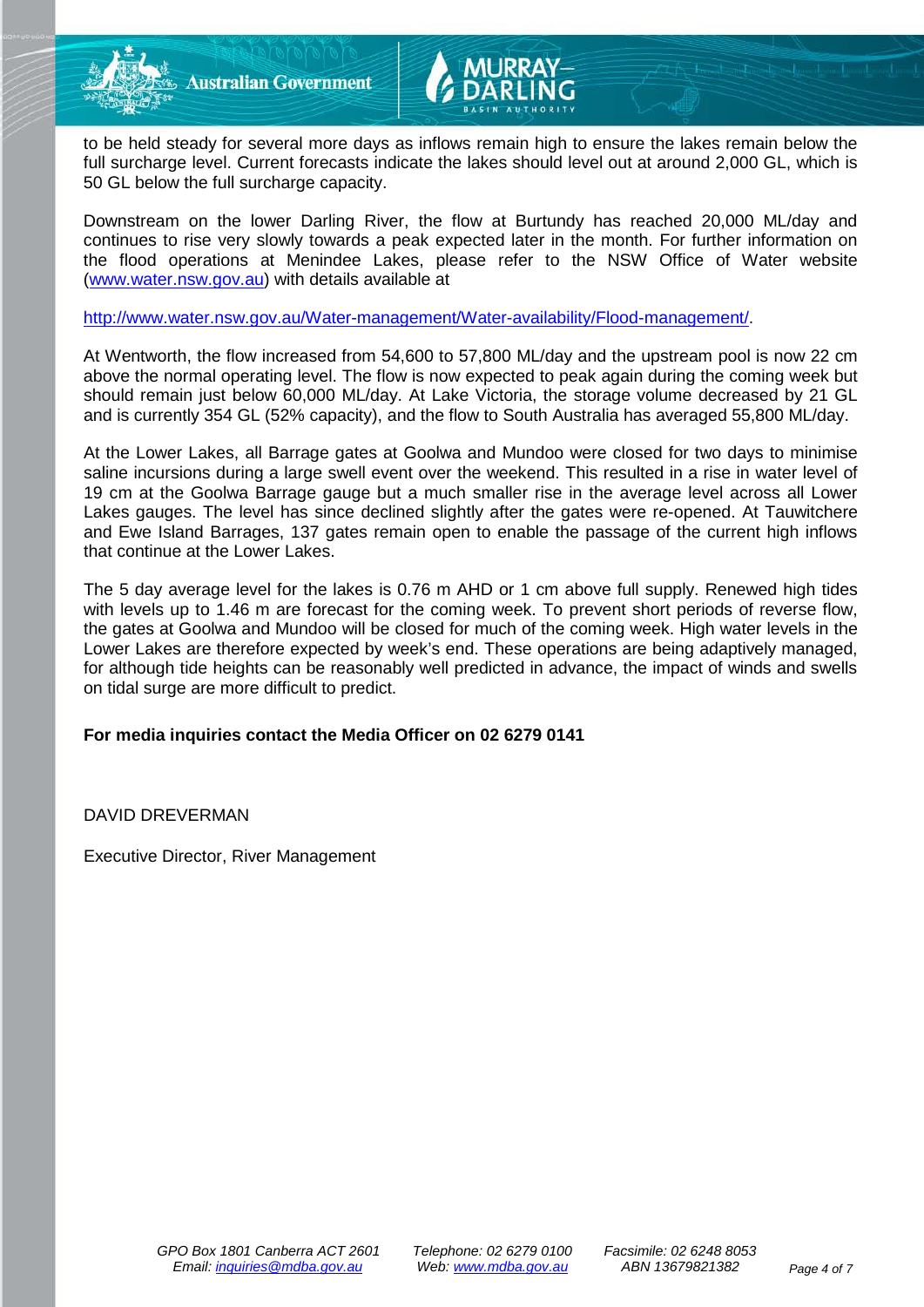to be held steady for several more days as inflows remain high to ensure the lakes remain below the full surcharge level. Current forecasts indicate the lakes should level out at around 2,000 GL, which is 50 GL below the full surcharge capacity.

Downstream on the lower Darling River, the flow at Burtundy has reached 20,000 ML/day and continues to rise very slowly towards a peak expected later in the month. For further information on the flood operations at Menindee Lakes, please refer to the NSW Office of Water website ([www.water.nsw.gov.au](http://www.water.nsw.gov.au)) with details available at

[http://www.water.nsw.gov.au/Water-management/Water-availability/Flood-management/](http://www.water.nsw.gov.au/Water-management/Water-availability/Flood-management/).

At Wentworth, the flow increased from 54,600 to 57,800 ML/day and the upstream pool is now 22 cm above the normal operating level. The flow is now expected to peak again during the coming week but should remain just below 60,000 ML/day. At Lake Victoria, the storage volume decreased by 21 GL and is currently 354 GL (52% capacity), and the flow to South Australia has averaged 55,800 ML/day.

At the Lower Lakes, all Barrage gates at Goolwa and Mundoo were closed for two days to minimise saline incursions during a large swell event over the weekend. This resulted in a rise in water level of 19 cm at the Goolwa Barrage gauge but a much smaller rise in the average level across all Lower Lakes gauges. The level has since declined slightly after the gates were re-opened. At Tauwitchere and Ewe Island Barrages, 137 gates remain open to enable the passage of the current high inflows that continue at the Lower Lakes.

The 5 day average level for the lakes is 0.76 m AHD or 1 cm above full supply. Renewed high tides with levels up to 1.46 m are forecast for the coming week. To prevent short periods of reverse flow, the gates at Goolwa and Mundoo will be closed for much of the coming week. High water levels in the Lower Lakes are therefore expected by week's end. These operations are being adaptively managed, for although tide heights can be reasonably well predicted in advance, the impact of winds and swells on tidal surge are more difficult to predict.

**For media inquiries contact the Media Officer on 02 6279 0141**

DAVID DREVERMAN

Executive Director, River Management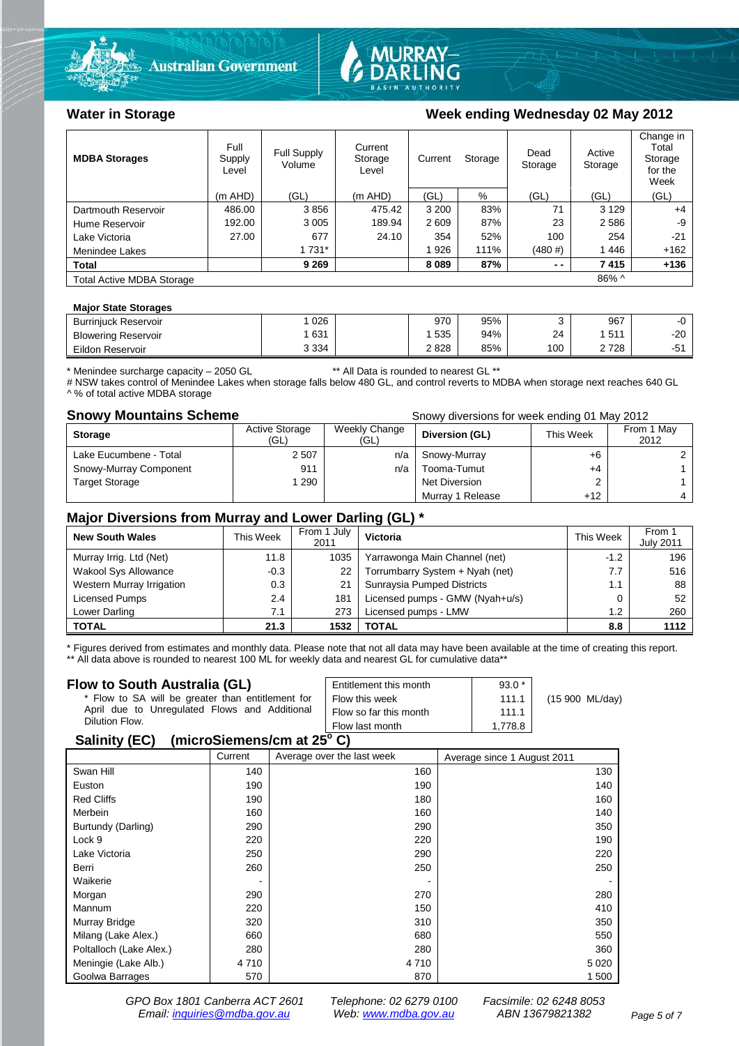## Water in Storage

### Week ending Wednesday 02 May 2012

| MDBA Storages | Full Supply Level | Full Supply Volume | Current Storage Level | Current Storage | | Dead Storage | Active Storage | Change in Total Storage for the Week |
|---|---|---|---|---|---|---|---|---|
| | (m AHD) | (GL) | (m AHD) | (GL) | % | (GL) | (GL) | (GL) |
| Dartmouth Reservoir | 486.00 | 3 856 | 475.42 | 3 200 | 83% | 71 | 3 129 | +4 |
| Hume Reservoir | 192.00 | 3 005 | 189.94 | 2 609 | 87% | 23 | 2 586 | -9 |
| Lake Victoria | 27.00 | 677 | 24.10 | 354 | 52% | 100 | 254 | -21 |
| Menindee Lakes | | 1 731* | | 1 926 | 111% | (480 #) | 1 446 | +162 |
| **Total** | | **9 269** | | **8 089** | **87%** | **- -** | **7 415** | **+136** |
| Total Active MDBA Storage | | | | | | | 86% ^ | |

**Major State Storages**

| | | | | | | | |
|---|---|---|---|---|---|---|---|
| Burrinjuck Reservoir | 1 026 | | 970 | 95% | 3 | 967 | -0 |
| Blowering Reservoir | 1 631 | | 1 535 | 94% | 24 | 1 511 | -20 |
| Eildon Reservoir | 3 334 | | 2 828 | 85% | 100 | 2 728 | -51 |

\* Menindee surcharge capacity – 2050 GL ** All Data is rounded to nearest GL **
# NSW takes control of Menindee Lakes when storage falls below 480 GL, and control reverts to MDBA when storage next reaches 640 GL
^ % of total active MDBA storage

## Snowy Mountains Scheme

Snowy diversions for week ending 01 May 2012

| Storage | Active Storage (GL) | Weekly Change (GL) | Diversion (GL) | This Week | From 1 May 2012 |
|---|---|---|---|---|---|
| Lake Eucumbene - Total | 2 507 | n/a | Snowy-Murray | +6 | 2 |
| Snowy-Murray Component | 911 | n/a | Tooma-Tumut | +4 | 1 |
| Target Storage | 1 290 | | Net Diversion | 2 | 1 |
| | | | Murray 1 Release | +12 | 4 |

## Major Diversions from Murray and Lower Darling (GL) *

| New South Wales | This Week | From 1 July 2011 | Victoria | This Week | From 1 July 2011 |
|---|---|---|---|---|---|
| Murray Irrig. Ltd (Net) | 11.8 | 1035 | Yarrawonga Main Channel (net) | -1.2 | 196 |
| Wakool Sys Allowance | -0.3 | 22 | Torrumbarry System + Nyah (net) | 7.7 | 516 |
| Western Murray Irrigation | 0.3 | 21 | Sunraysia Pumped Districts | 1.1 | 88 |
| Licensed Pumps | 2.4 | 181 | Licensed pumps - GMW (Nyah+u/s) | 0 | 52 |
| Lower Darling | 7.1 | 273 | Licensed pumps - LMW | 1.2 | 260 |
| **TOTAL** | **21.3** | **1532** | **TOTAL** | **8.8** | **1112** |

\* Figures derived from estimates and monthly data. Please note that not all data may have been available at the time of creating this report.
** All data above is rounded to nearest 100 ML for weekly data and nearest GL for cumulative data**

## Flow to South Australia (GL)

\* Flow to SA will be greater than entitlement for April due to Unregulated Flows and Additional Dilution Flow.

| | | |
|---|---|---|
| Entitlement this month | 93.0 * | |
| Flow this week | 111.1 | (15 900 ML/day) |
| Flow so far this month | 111.1 | |
| Flow last month | 1,778.8 | |

## Salinity (EC) (microSiemens/cm at 25° C)

| | Current | Average over the last week | Average since 1 August 2011 |
|---|---|---|---|
| Swan Hill | 140 | 160 | 130 |
| Euston | 190 | 190 | 140 |
| Red Cliffs | 190 | 180 | 160 |
| Merbein | 160 | 160 | 140 |
| Burtundy (Darling) | 290 | 290 | 350 |
| Lock 9 | 220 | 220 | 190 |
| Lake Victoria | 250 | 290 | 220 |
| Berri | 260 | 250 | 250 |
| Waikerie | - | - | - |
| Morgan | 290 | 270 | 280 |
| Mannum | 220 | 150 | 410 |
| Murray Bridge | 320 | 310 | 350 |
| Milang (Lake Alex.) | 660 | 680 | 550 |
| Poltalloch (Lake Alex.) | 280 | 280 | 360 |
| Meningie (Lake Alb.) | 4 710 | 4 710 | 5 020 |
| Goolwa Barrages | 570 | 870 | 1 500 |

*GPO Box 1801 Canberra ACT 2601 Telephone: 02 6279 0100 Facsimile: 02 6248 8053*
*Email: inquiries@mdba.gov.au Web: www.mdba.gov.au ABN 13679821382*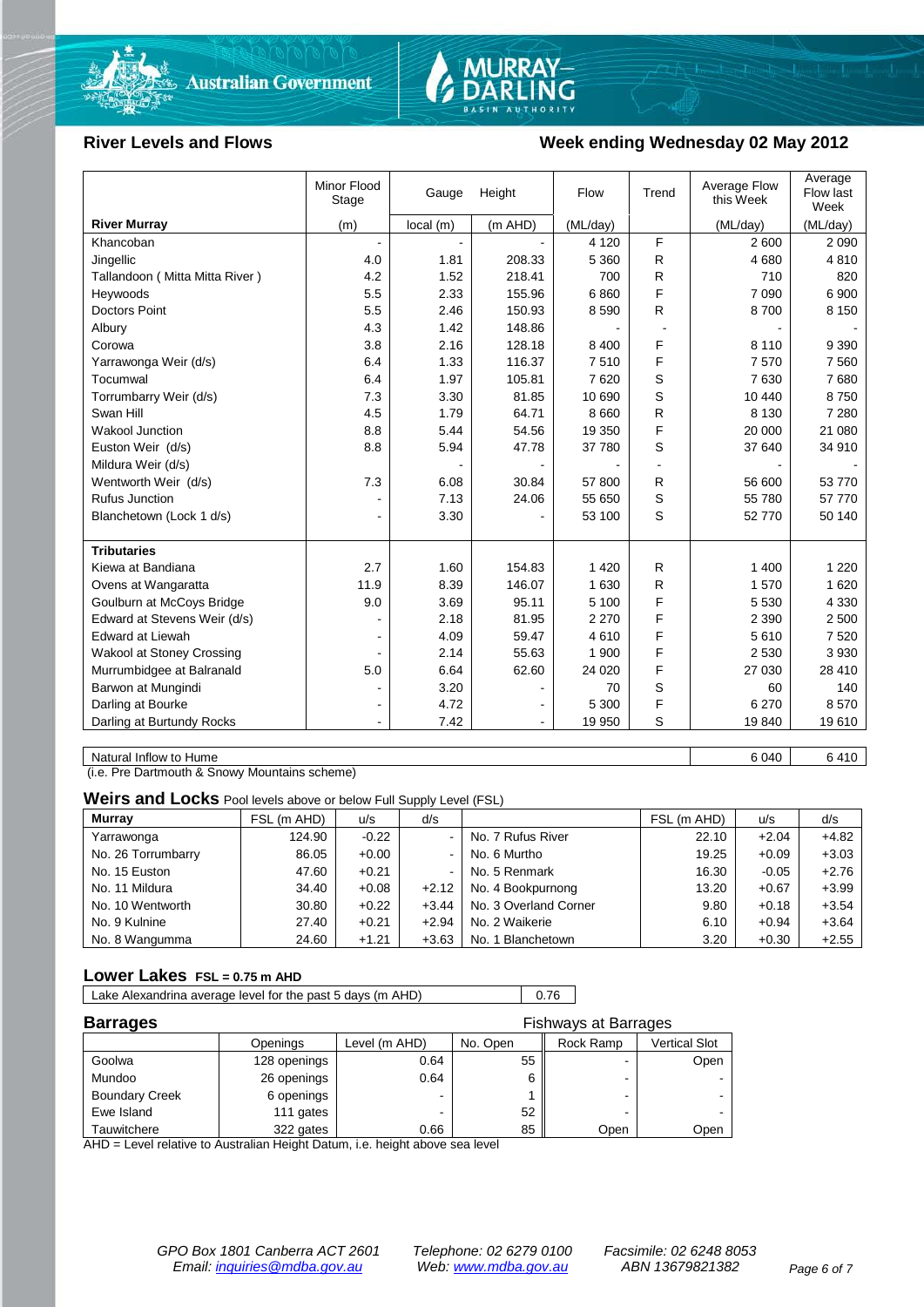## River Levels and Flows

## Week ending Wednesday 02 May 2012

| River Murray | Minor Flood Stage (m) | Gauge Height local (m) | Gauge Height (m AHD) | Flow (ML/day) | Trend | Average Flow this Week (ML/day) | Average Flow last Week (ML/day) |
|---|---|---|---|---|---|---|---|
| Khancoban | - | - | - | 4 120 | F | 2 600 | 2 090 |
| Jingellic | 4.0 | 1.81 | 208.33 | 5 360 | R | 4 680 | 4 810 |
| Tallandoon ( Mitta Mitta River ) | 4.2 | 1.52 | 218.41 | 700 | R | 710 | 820 |
| Heywoods | 5.5 | 2.33 | 155.96 | 6 860 | F | 7 090 | 6 900 |
| Doctors Point | 5.5 | 2.46 | 150.93 | 8 590 | R | 8 700 | 8 150 |
| Albury | 4.3 | 1.42 | 148.86 | - | - | - | - |
| Corowa | 3.8 | 2.16 | 128.18 | 8 400 | F | 8 110 | 9 390 |
| Yarrawonga Weir (d/s) | 6.4 | 1.33 | 116.37 | 7 510 | F | 7 570 | 7 560 |
| Tocumwal | 6.4 | 1.97 | 105.81 | 7 620 | S | 7 630 | 7 680 |
| Torrumbarry Weir (d/s) | 7.3 | 3.30 | 81.85 | 10 690 | S | 10 440 | 8 750 |
| Swan Hill | 4.5 | 1.79 | 64.71 | 8 660 | R | 8 130 | 7 280 |
| Wakool Junction | 8.8 | 5.44 | 54.56 | 19 350 | F | 20 000 | 21 080 |
| Euston Weir (d/s) | 8.8 | 5.94 | 47.78 | 37 780 | S | 37 640 | 34 910 |
| Mildura Weir (d/s) | | - | - | - | - | - | - |
| Wentworth Weir (d/s) | 7.3 | 6.08 | 30.84 | 57 800 | R | 56 600 | 53 770 |
| Rufus Junction | - | 7.13 | 24.06 | 55 650 | S | 55 780 | 57 770 |
| Blanchetown (Lock 1 d/s) | - | 3.30 | - | 53 100 | S | 52 770 | 50 140 |
| **Tributaries** | | | | | | | |
| Kiewa at Bandiana | 2.7 | 1.60 | 154.83 | 1 420 | R | 1 400 | 1 220 |
| Ovens at Wangaratta | 11.9 | 8.39 | 146.07 | 1 630 | R | 1 570 | 1 620 |
| Goulburn at McCoys Bridge | 9.0 | 3.69 | 95.11 | 5 100 | F | 5 530 | 4 330 |
| Edward at Stevens Weir (d/s) | - | 2.18 | 81.95 | 2 270 | F | 2 390 | 2 500 |
| Edward at Liewah | - | 4.09 | 59.47 | 4 610 | F | 5 610 | 7 520 |
| Wakool at Stoney Crossing | - | 2.14 | 55.63 | 1 900 | F | 2 530 | 3 930 |
| Murrumbidgee at Balranald | 5.0 | 6.64 | 62.60 | 24 020 | F | 27 030 | 28 410 |
| Barwon at Mungindi | - | 3.20 | - | 70 | S | 60 | 140 |
| Darling at Bourke | - | 4.72 | - | 5 300 | F | 6 270 | 8 570 |
| Darling at Burtundy Rocks | - | 7.42 | - | 19 950 | S | 19 840 | 19 610 |

| | This Week | Last Week |
|---|---|---|
| Natural Inflow to Hume | 6 040 | 6 410 |

(i.e. Pre Dartmouth & Snowy Mountains scheme)

### Weirs and Locks
Pool levels above or below Full Supply Level (FSL)

| Murray | FSL (m AHD) | u/s | d/s | | FSL (m AHD) | u/s | d/s |
|---|---|---|---|---|---|---|---|
| Yarrawonga | 124.90 | -0.22 | - | No. 7 Rufus River | 22.10 | +2.04 | +4.82 |
| No. 26 Torrumbarry | 86.05 | +0.00 | - | No. 6 Murtho | 19.25 | +0.09 | +3.03 |
| No. 15 Euston | 47.60 | +0.21 | - | No. 5 Renmark | 16.30 | -0.05 | +2.76 |
| No. 11 Mildura | 34.40 | +0.08 | +2.12 | No. 4 Bookpurnong | 13.20 | +0.67 | +3.99 |
| No. 10 Wentworth | 30.80 | +0.22 | +3.44 | No. 3 Overland Corner | 9.80 | +0.18 | +3.54 |
| No. 9 Kulnine | 27.40 | +0.21 | +2.94 | No. 2 Waikerie | 6.10 | +0.94 | +3.64 |
| No. 8 Wangumma | 24.60 | +1.21 | +3.63 | No. 1 Blanchetown | 3.20 | +0.30 | +2.55 |

### Lower Lakes
FSL = 0.75 m AHD

| Lake Alexandrina average level for the past 5 days (m AHD) | 0.76 |
|---|---|

### Barrages

| | Openings | Level (m AHD) | No. Open | Fishways at Barrages: Rock Ramp | Fishways at Barrages: Vertical Slot |
|---|---|---|---|---|---|
| Goolwa | 128 openings | 0.64 | 55 | - | Open |
| Mundoo | 26 openings | 0.64 | 6 | - | - |
| Boundary Creek | 6 openings | - | 1 | - | - |
| Ewe Island | 111 gates | - | 52 | - | - |
| Tauwitchere | 322 gates | 0.66 | 85 | Open | Open |

AHD = Level relative to Australian Height Datum, i.e. height above sea level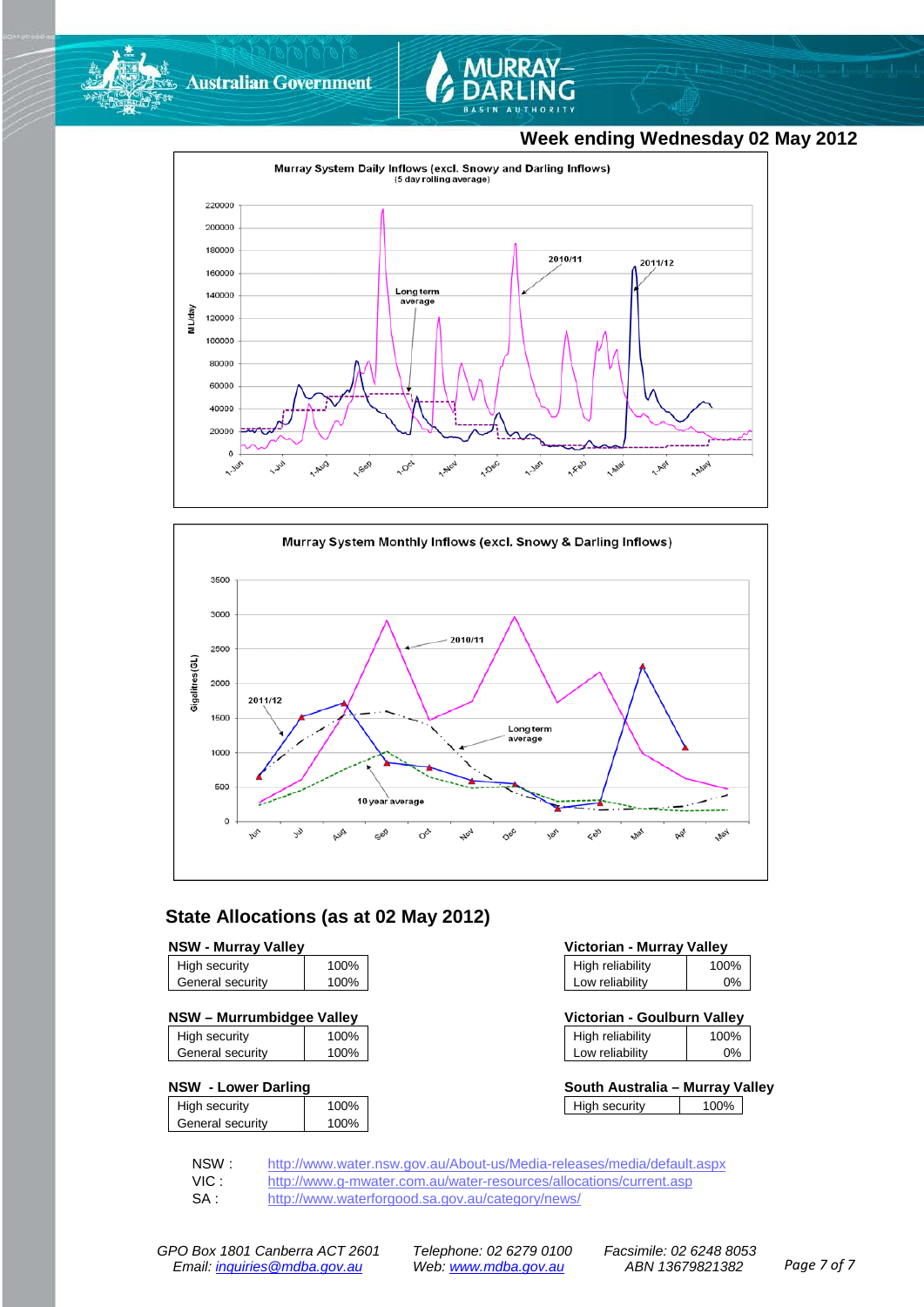Week ending Wednesday 02 May 2012

Murray System Daily Inflows (excl. Snowy and Darling Inflows)
(5 day rolling average)

ML/day

220000
200000
180000
160000
140000
120000
100000
80000
60000
40000
20000
0

1-Jun 1-Jul 1-Aug 1-Sep 1-Oct 1-Nov 1-Dec 1-Jan 1-Feb 1-Mar 1-Apr 1-May

2010/11
2011/12
Long term average

Murray System Monthly Inflows (excl. Snowy & Darling Inflows)

Gigalitres (GL)

3500
3000
2500
2000
1500
1000
500
0

Jun Jul Aug Sep Oct Nov Dec Jan Feb Mar Apr May

2010/11
2011/12
Long term average
10 year average

## State Allocations (as at 02 May 2012)

**NSW - Murray Valley**

| | |
|---|---|
| High security | 100% |
| General security | 100% |

**NSW – Murrumbidgee Valley**

| | |
|---|---|
| High security | 100% |
| General security | 100% |

**NSW - Lower Darling**

| | |
|---|---|
| High security | 100% |
| General security | 100% |

**Victorian - Murray Valley**

| | |
|---|---|
| High reliability | 100% |
| Low reliability | 0% |

**Victorian - Goulburn Valley**

| | |
|---|---|
| High reliability | 100% |
| Low reliability | 0% |

**South Australia – Murray Valley**

| | |
|---|---|
| High security | 100% |

NSW : http://www.water.nsw.gov.au/About-us/Media-releases/media/default.aspx
VIC : http://www.g-mwater.com.au/water-resources/allocations/current.asp
SA : http://www.waterforgood.sa.gov.au/category/news/

*GPO Box 1801 Canberra ACT 2601 Telephone: 02 6279 0100 Facsimile: 02 6248 8053*
*Email: inquiries@mdba.gov.au Web: www.mdba.gov.au ABN 13679821382*